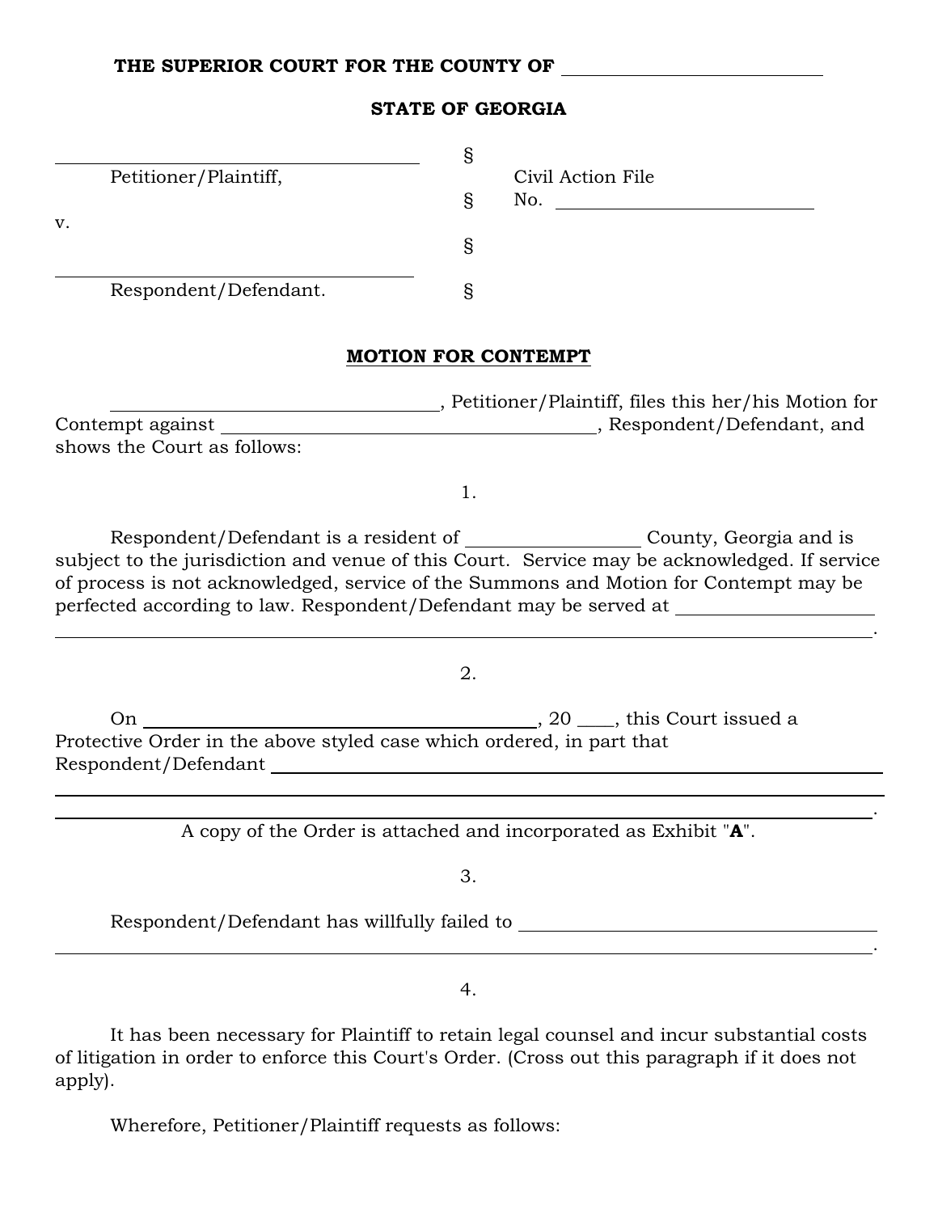**THE SUPERIOR COURT FOR THE COUNTY OF ____________________**

**STATE OF GEORGIA**

| | | |
|---|---|---|
| ______________________________ | § | |
| Petitioner/Plaintiff, | | Civil Action File |
| | § | No. ____________________ |
| v. | | |
| | § | |
| ______________________________ | | |
| Respondent/Defendant. | § | |

**MOTION FOR CONTEMPT**

______________________________, Petitioner/Plaintiff, files this her/his Motion for Contempt against ______________________________, Respondent/Defendant, and shows the Court as follows:

1.

Respondent/Defendant is a resident of ______________ County, Georgia and is subject to the jurisdiction and venue of this Court. Service may be acknowledged. If service of process is not acknowledged, service of the Summons and Motion for Contempt may be perfected according to law. Respondent/Defendant may be served at ______________________________________________________________.

2.

On ______________________________, 20 ____, this Court issued a Protective Order in the above styled case which ordered, in part that Respondent/Defendant ______________________________________________________________.

A copy of the Order is attached and incorporated as Exhibit "**A**".

3.

Respondent/Defendant has willfully failed to ______________________________________________________________.

4.

It has been necessary for Plaintiff to retain legal counsel and incur substantial costs of litigation in order to enforce this Court's Order. (Cross out this paragraph if it does not apply).

Wherefore, Petitioner/Plaintiff requests as follows: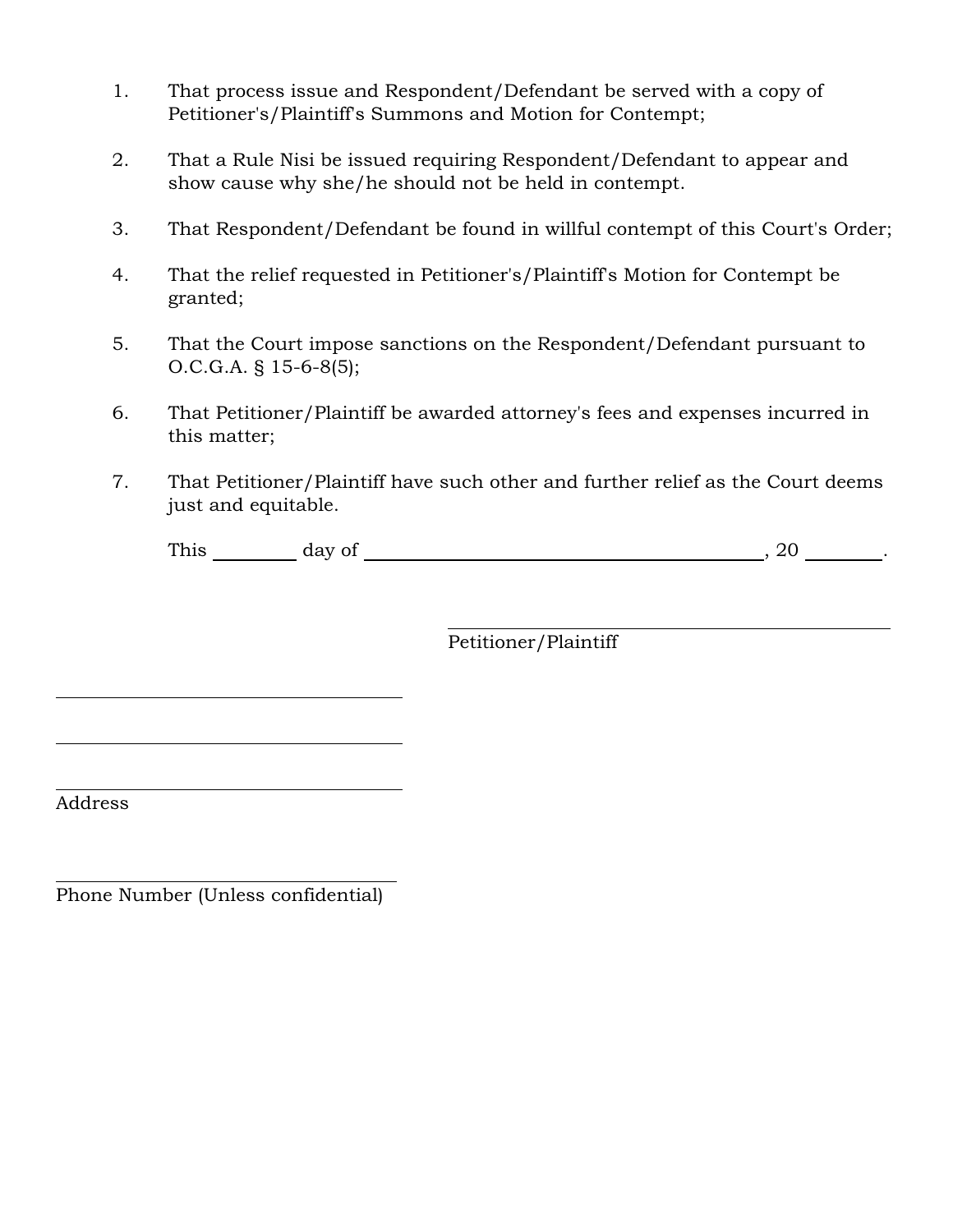1. That process issue and Respondent/Defendant be served with a copy of Petitioner's/Plaintiff's Summons and Motion for Contempt;

2. That a Rule Nisi be issued requiring Respondent/Defendant to appear and show cause why she/he should not be held in contempt.

3. That Respondent/Defendant be found in willful contempt of this Court's Order;

4. That the relief requested in Petitioner's/Plaintiff's Motion for Contempt be granted;

5. That the Court impose sanctions on the Respondent/Defendant pursuant to O.C.G.A. § 15-6-8(5);

6. That Petitioner/Plaintiff be awarded attorney's fees and expenses incurred in this matter;

7. That Petitioner/Plaintiff have such other and further relief as the Court deems just and equitable.

This ________ day of ________________________________________, 20 ________.

_______________________________________
Petitioner/Plaintiff

_______________________________________

_______________________________________

_______________________________________
Address

_______________________________________
Phone Number (Unless confidential)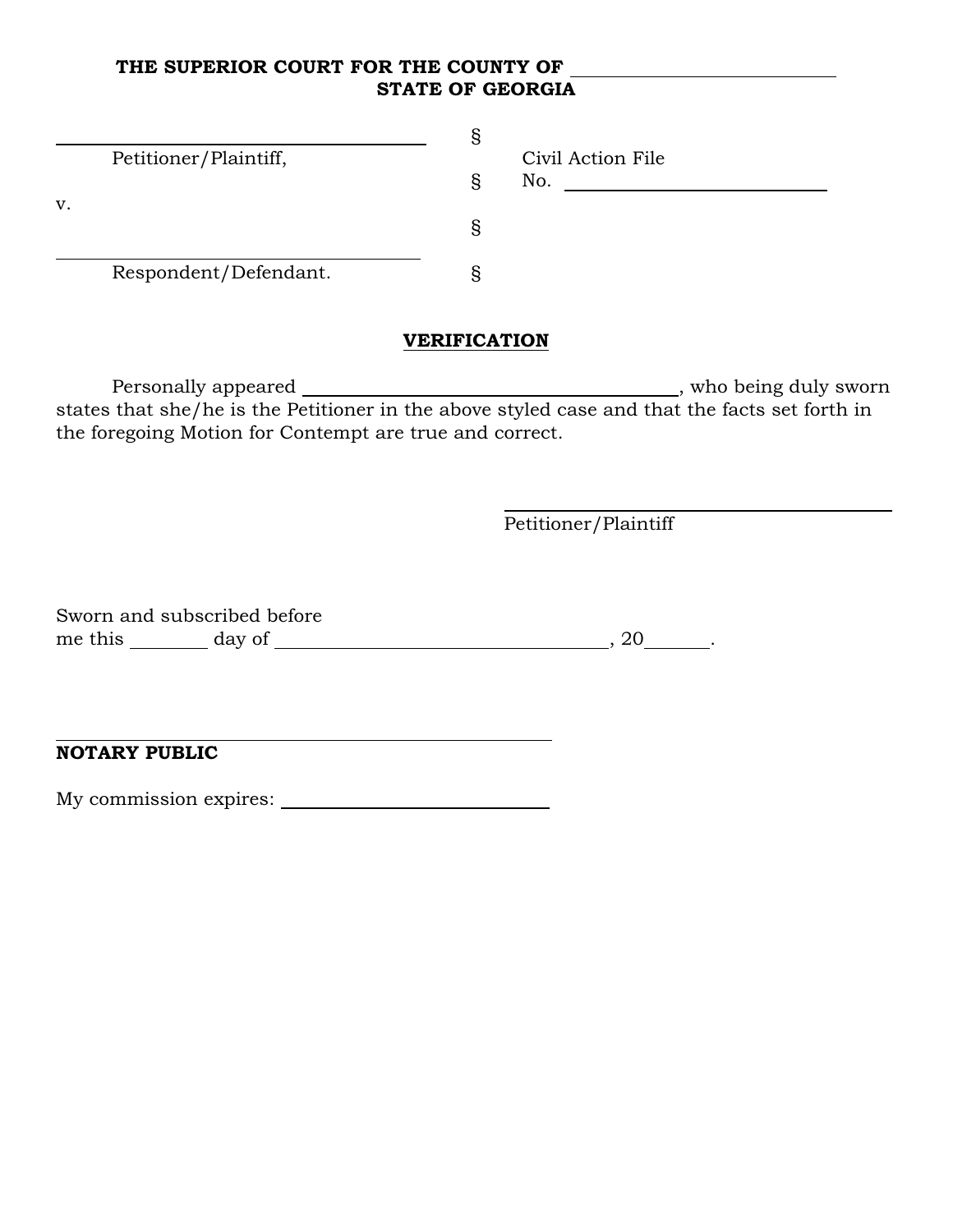**THE SUPERIOR COURT FOR THE COUNTY OF ______________________**
**STATE OF GEORGIA**

| | | |
|---|---|---|
| ______________________________ | § | |
| Petitioner/Plaintiff, | | Civil Action File |
| | § | No. ______________________ |
| v. | | |
| | § | |
| ______________________________ | | |
| Respondent/Defendant. | § | |

**VERIFICATION**

Personally appeared ________________________________, who being duly sworn states that she/he is the Petitioner in the above styled case and that the facts set forth in the foregoing Motion for Contempt are true and correct.

______________________________
Petitioner/Plaintiff

Sworn and subscribed before
me this ______ day of __________________________, 20_____.

______________________________________
**NOTARY PUBLIC**

My commission expires: ______________________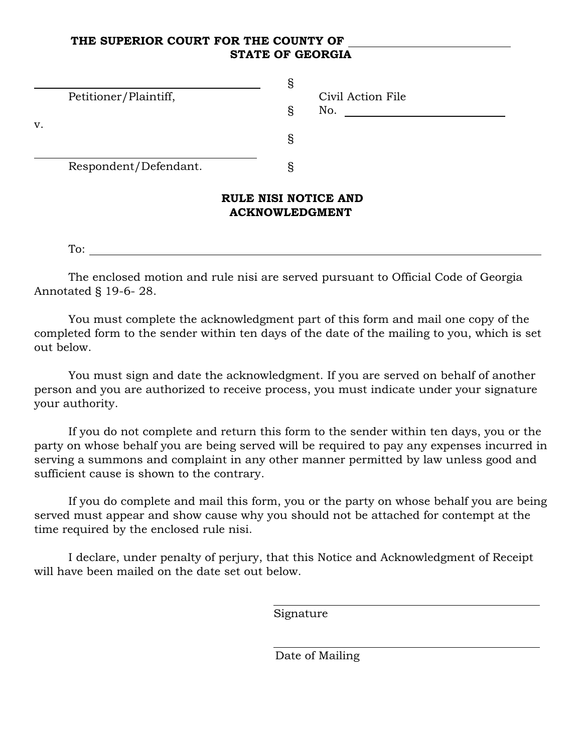**THE SUPERIOR COURT FOR THE COUNTY OF \_\_\_\_\_\_\_\_\_\_\_\_\_\_\_\_\_\_\_\_**
**STATE OF GEORGIA**

| | | |
|---|---|---|
| \_\_\_\_\_\_\_\_\_\_\_\_\_\_\_\_\_\_\_\_\_\_\_\_\_\_\_\_\_\_ | § | |
| Petitioner/Plaintiff, | | Civil Action File |
| | § | No. \_\_\_\_\_\_\_\_\_\_\_\_\_\_\_\_\_\_\_\_ |
| v. | | |
| | § | |
| \_\_\_\_\_\_\_\_\_\_\_\_\_\_\_\_\_\_\_\_\_\_\_\_\_\_\_\_\_\_ | | |
| Respondent/Defendant. | § | |

## RULE NISI NOTICE AND ACKNOWLEDGMENT

To: \_\_\_\_\_\_\_\_\_\_\_\_\_\_\_\_\_\_\_\_\_\_\_\_\_\_\_\_\_\_\_\_\_\_\_\_\_\_\_\_\_\_\_\_\_\_\_\_\_\_\_\_\_\_\_\_

The enclosed motion and rule nisi are served pursuant to Official Code of Georgia Annotated § 19-6- 28.

You must complete the acknowledgment part of this form and mail one copy of the completed form to the sender within ten days of the date of the mailing to you, which is set out below.

You must sign and date the acknowledgment. If you are served on behalf of another person and you are authorized to receive process, you must indicate under your signature your authority.

If you do not complete and return this form to the sender within ten days, you or the party on whose behalf you are being served will be required to pay any expenses incurred in serving a summons and complaint in any other manner permitted by law unless good and sufficient cause is shown to the contrary.

If you do complete and mail this form, you or the party on whose behalf you are being served must appear and show cause why you should not be attached for contempt at the time required by the enclosed rule nisi.

I declare, under penalty of perjury, that this Notice and Acknowledgment of Receipt will have been mailed on the date set out below.

\_\_\_\_\_\_\_\_\_\_\_\_\_\_\_\_\_\_\_\_\_\_\_\_\_\_\_\_\_\_
Signature

\_\_\_\_\_\_\_\_\_\_\_\_\_\_\_\_\_\_\_\_\_\_\_\_\_\_\_\_\_\_
Date of Mailing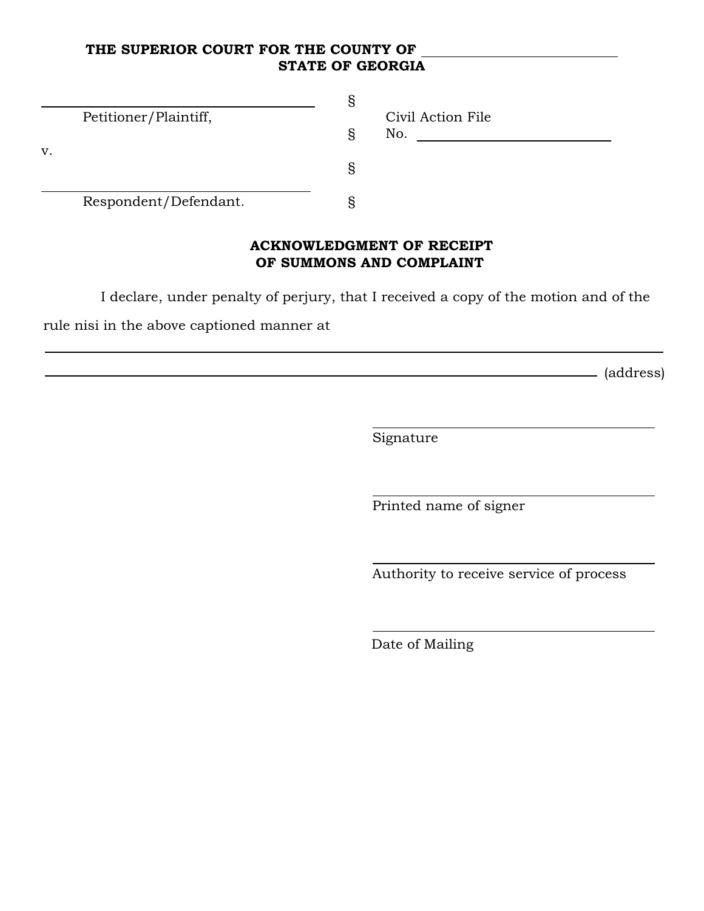**THE SUPERIOR COURT FOR THE COUNTY OF \_\_\_\_\_\_\_\_\_\_\_\_\_\_\_\_\_\_\_\_**
**STATE OF GEORGIA**

| | | |
|---|---|---|
| \_\_\_\_\_\_\_\_\_\_\_\_\_\_\_\_\_\_\_\_\_\_\_\_\_\_\_\_\_\_ | § | |
| Petitioner/Plaintiff, | | Civil Action File |
| | § | No. \_\_\_\_\_\_\_\_\_\_\_\_\_\_\_\_\_\_\_\_ |
| v. | | |
| | § | |
| \_\_\_\_\_\_\_\_\_\_\_\_\_\_\_\_\_\_\_\_\_\_\_\_\_\_\_\_\_\_ | | |
| Respondent/Defendant. | § | |

**ACKNOWLEDGMENT OF RECEIPT**
**OF SUMMONS AND COMPLAINT**

I declare, under penalty of perjury, that I received a copy of the motion and of the rule nisi in the above captioned manner at

\_\_\_\_\_\_\_\_\_\_\_\_\_\_\_\_\_\_\_\_\_\_\_\_\_\_\_\_\_\_\_\_\_\_\_\_\_\_\_\_\_\_\_\_\_\_\_\_\_\_\_\_\_\_\_\_\_\_\_\_

\_\_\_\_\_\_\_\_\_\_\_\_\_\_\_\_\_\_\_\_\_\_\_\_\_\_\_\_\_\_\_\_\_\_\_\_\_\_\_\_\_\_\_\_\_\_\_\_\_\_\_\_\_\_\_\_ (address)

\_\_\_\_\_\_\_\_\_\_\_\_\_\_\_\_\_\_\_\_\_\_\_\_\_\_\_\_\_\_
Signature

\_\_\_\_\_\_\_\_\_\_\_\_\_\_\_\_\_\_\_\_\_\_\_\_\_\_\_\_\_\_
Printed name of signer

\_\_\_\_\_\_\_\_\_\_\_\_\_\_\_\_\_\_\_\_\_\_\_\_\_\_\_\_\_\_
Authority to receive service of process

\_\_\_\_\_\_\_\_\_\_\_\_\_\_\_\_\_\_\_\_\_\_\_\_\_\_\_\_\_\_
Date of Mailing